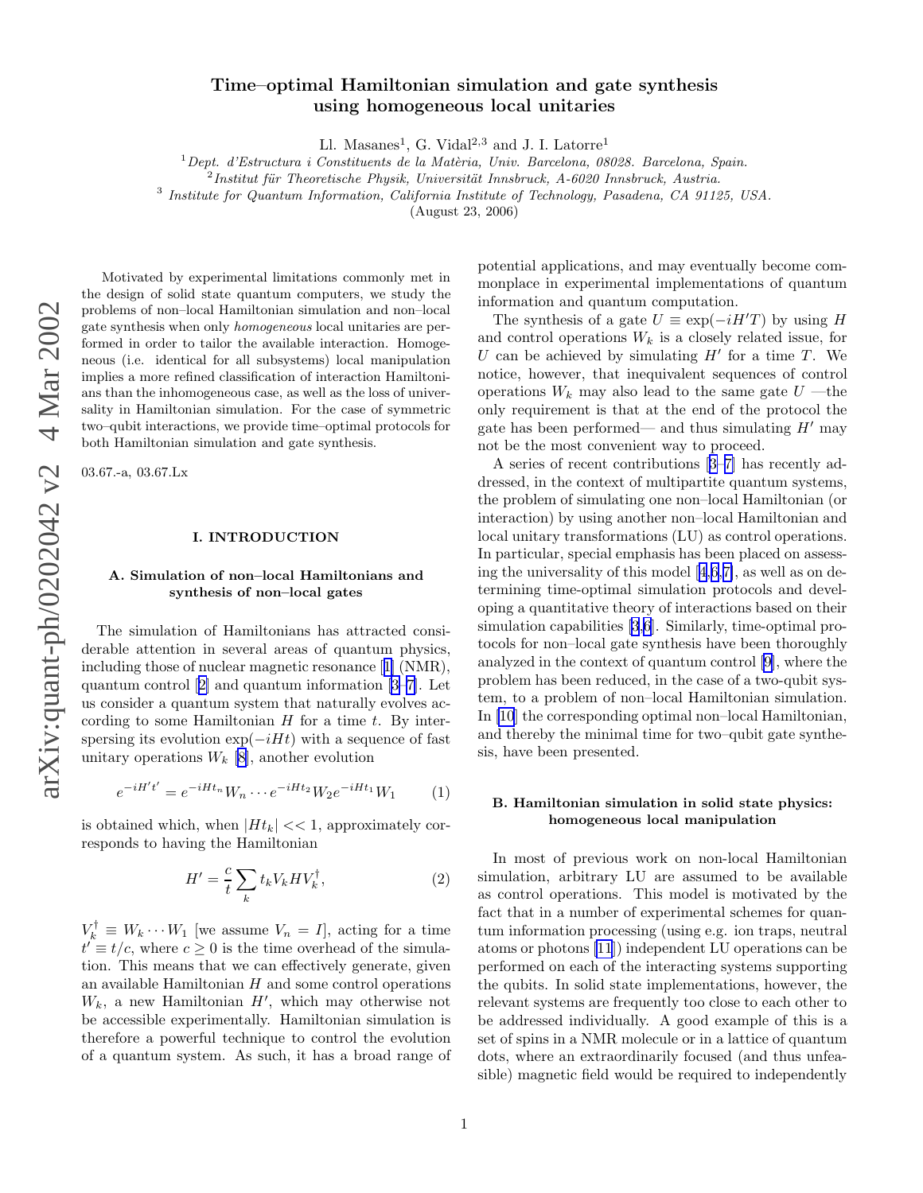# Time–optimal Hamiltonian simulation and gate synthesis using homogeneous local unitaries

Ll. Masanes[1], G. Vidal[2,3] and J. I. Latorre[1]

[1] *Dept. d'Estructura i Constituents de la Matèria, Univ. Barcelona, 08028. Barcelona, Spain.*
[2] *Institut für Theoretische Physik, Universität Innsbruck, A-6020 Innsbruck, Austria.*
[3] *Institute for Quantum Information, California Institute of Technology, Pasadena, CA 91125, USA.*

(August 23, 2006)

Motivated by experimental limitations commonly met in the design of solid state quantum computers, we study the problems of non–local Hamiltonian simulation and non–local gate synthesis when only *homogeneous* local unitaries are performed in order to tailor the available interaction. Homogeneous (i.e. identical for all subsystems) local manipulation implies a more refined classification of interaction Hamiltonians than the inhomogeneous case, as well as the loss of universality in Hamiltonian simulation. For the case of symmetric two–qubit interactions, we provide time–optimal protocols for both Hamiltonian simulation and gate synthesis.

03.67.-a, 03.67.Lx

## I. INTRODUCTION

### A. Simulation of non–local Hamiltonians and synthesis of non–local gates

The simulation of Hamiltonians has attracted considerable attention in several areas of quantum physics, including those of nuclear magnetic resonance [1] (NMR), quantum control [2] and quantum information [3–7]. Let us consider a quantum system that naturally evolves according to some Hamiltonian $H$ for a time $t$. By interspersing its evolution $\exp(-iHt)$ with a sequence of fast unitary operations $W_k$ [8], another evolution

$$e^{-iH't'} = e^{-iHt_n} W_n \cdots e^{-iHt_2} W_2 e^{-iHt_1} W_1 \qquad (1)$$

is obtained which, when $|Ht_k| << 1$, approximately corresponds to having the Hamiltonian

$$H' = \frac{c}{t} \sum_k t_k V_k H V_k^\dagger, \qquad (2)$$

$V_k^\dagger \equiv W_k \cdots W_1$ [we assume $V_n = I$], acting for a time $t' \equiv t/c$, where $c \geq 0$ is the time overhead of the simulation. This means that we can effectively generate, given an available Hamiltonian $H$ and some control operations $W_k$, a new Hamiltonian $H'$, which may otherwise not be accessible experimentally. Hamiltonian simulation is therefore a powerful technique to control the evolution of a quantum system. As such, it has a broad range of potential applications, and may eventually become commonplace in experimental implementations of quantum information and quantum computation.

The synthesis of a gate $U \equiv \exp(-iH'T)$ by using $H$ and control operations $W_k$ is a closely related issue, for $U$ can be achieved by simulating $H'$ for a time $T$. We notice, however, that inequivalent sequences of control operations $W_k$ may also lead to the same gate $U$ —the only requirement is that at the end of the protocol the gate has been performed— and thus simulating $H'$ may not be the most convenient way to proceed.

A series of recent contributions [3–7] has recently addressed, in the context of multipartite quantum systems, the problem of simulating one non–local Hamiltonian (or interaction) by using another non–local Hamiltonian and local unitary transformations (LU) as control operations. In particular, special emphasis has been placed on assessing the universality of this model [4,6,7], as well as on determining time-optimal simulation protocols and developing a quantitative theory of interactions based on their simulation capabilities [3,6]. Similarly, time-optimal protocols for non–local gate synthesis have been thoroughly analyzed in the context of quantum control [9], where the problem has been reduced, in the case of a two-qubit system, to a problem of non–local Hamiltonian simulation. In [10] the corresponding optimal non–local Hamiltonian, and thereby the minimal time for two–qubit gate synthesis, have been presented.

### B. Hamiltonian simulation in solid state physics: homogeneous local manipulation

In most of previous work on non-local Hamiltonian simulation, arbitrary LU are assumed to be available as control operations. This model is motivated by the fact that in a number of experimental schemes for quantum information processing (using e.g. ion traps, neutral atoms or photons [11]) independent LU operations can be performed on each of the interacting systems supporting the qubits. In solid state implementations, however, the relevant systems are frequently too close to each other to be addressed individually. A good example of this is a set of spins in a NMR molecule or in a lattice of quantum dots, where an extraordinarily focused (and thus unfeasible) magnetic field would be required to independently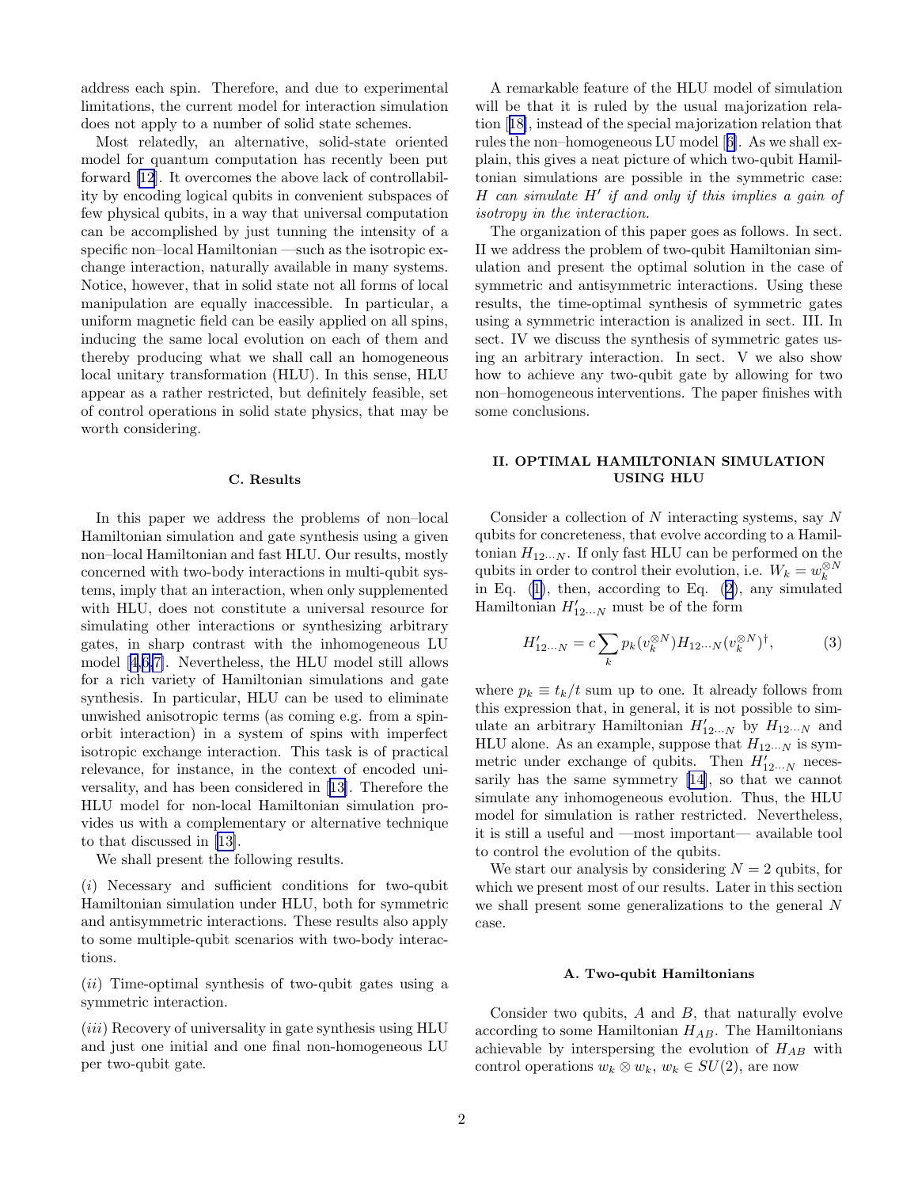address each spin. Therefore, and due to experimental limitations, the current model for interaction simulation does not apply to a number of solid state schemes.

Most relatedly, an alternative, solid-state oriented model for quantum computation has recently been put forward [12]. It overcomes the above lack of controllability by encoding logical qubits in convenient subspaces of few physical qubits, in a way that universal computation can be accomplished by just tunning the intensity of a specific non–local Hamiltonian —such as the isotropic exchange interaction, naturally available in many systems. Notice, however, that in solid state not all forms of local manipulation are equally inaccessible. In particular, a uniform magnetic field can be easily applied on all spins, inducing the same local evolution on each of them and thereby producing what we shall call an homogeneous local unitary transformation (HLU). In this sense, HLU appear as a rather restricted, but definitely feasible, set of control operations in solid state physics, that may be worth considering.

### C. Results

In this paper we address the problems of non–local Hamiltonian simulation and gate synthesis using a given non–local Hamiltonian and fast HLU. Our results, mostly concerned with two-body interactions in multi-qubit systems, imply that an interaction, when only supplemented with HLU, does not constitute a universal resource for simulating other interactions or synthesizing arbitrary gates, in sharp contrast with the inhomogeneous LU model [4,6,7]. Nevertheless, the HLU model still allows for a rich variety of Hamiltonian simulations and gate synthesis. In particular, HLU can be used to eliminate unwished anisotropic terms (as coming e.g. from a spin-orbit interaction) in a system of spins with imperfect isotropic exchange interaction. This task is of practical relevance, for instance, in the context of encoded universality, and has been considered in [13]. Therefore the HLU model for non-local Hamiltonian simulation provides us with a complementary or alternative technique to that discussed in [13].

We shall present the following results.

(*i*) Necessary and sufficient conditions for two-qubit Hamiltonian simulation under HLU, both for symmetric and antisymmetric interactions. These results also apply to some multiple-qubit scenarios with two-body interactions.

(*ii*) Time-optimal synthesis of two-qubit gates using a symmetric interaction.

(*iii*) Recovery of universality in gate synthesis using HLU and just one initial and one final non-homogeneous LU per two-qubit gate.

A remarkable feature of the HLU model of simulation will be that it is ruled by the usual majorization relation [18], instead of the special majorization relation that rules the non–homogeneous LU model [6]. As we shall explain, this gives a neat picture of which two-qubit Hamiltonian simulations are possible in the symmetric case: *$H$ can simulate $H'$ if and only if this implies a gain of isotropy in the interaction.*

The organization of this paper goes as follows. In sect. II we address the problem of two-qubit Hamiltonian simulation and present the optimal solution in the case of symmetric and antisymmetric interactions. Using these results, the time-optimal synthesis of symmetric gates using a symmetric interaction is analized in sect. III. In sect. IV we discuss the synthesis of symmetric gates using an arbitrary interaction. In sect. V we also show how to achieve any two-qubit gate by allowing for two non–homogeneous interventions. The paper finishes with some conclusions.

## II. OPTIMAL HAMILTONIAN SIMULATION USING HLU

Consider a collection of $N$ interacting systems, say $N$ qubits for concreteness, that evolve according to a Hamiltonian $H_{12\cdots N}$. If only fast HLU can be performed on the qubits in order to control their evolution, i.e. $W_k = w_k^{\otimes N}$ in Eq. (1), then, according to Eq. (2), any simulated Hamiltonian $H'_{12\cdots N}$ must be of the form

$$H'_{12\cdots N} = c\sum_k p_k (v_k^{\otimes N}) H_{12\cdots N} (v_k^{\otimes N})^{\dagger}, \tag{3}$$

where $p_k \equiv t_k/t$ sum up to one. It already follows from this expression that, in general, it is not possible to simulate an arbitrary Hamiltonian $H'_{12\cdots N}$ by $H_{12\cdots N}$ and HLU alone. As an example, suppose that $H_{12\cdots N}$ is symmetric under exchange of qubits. Then $H'_{12\cdots N}$ necessarily has the same symmetry [14], so that we cannot simulate any inhomogeneous evolution. Thus, the HLU model for simulation is rather restricted. Nevertheless, it is still a useful and —most important— available tool to control the evolution of the qubits.

We start our analysis by considering $N = 2$ qubits, for which we present most of our results. Later in this section we shall present some generalizations to the general $N$ case.

### A. Two-qubit Hamiltonians

Consider two qubits, $A$ and $B$, that naturally evolve according to some Hamiltonian $H_{AB}$. The Hamiltonians achievable by interspersing the evolution of $H_{AB}$ with control operations $w_k \otimes w_k$, $w_k \in SU(2)$, are now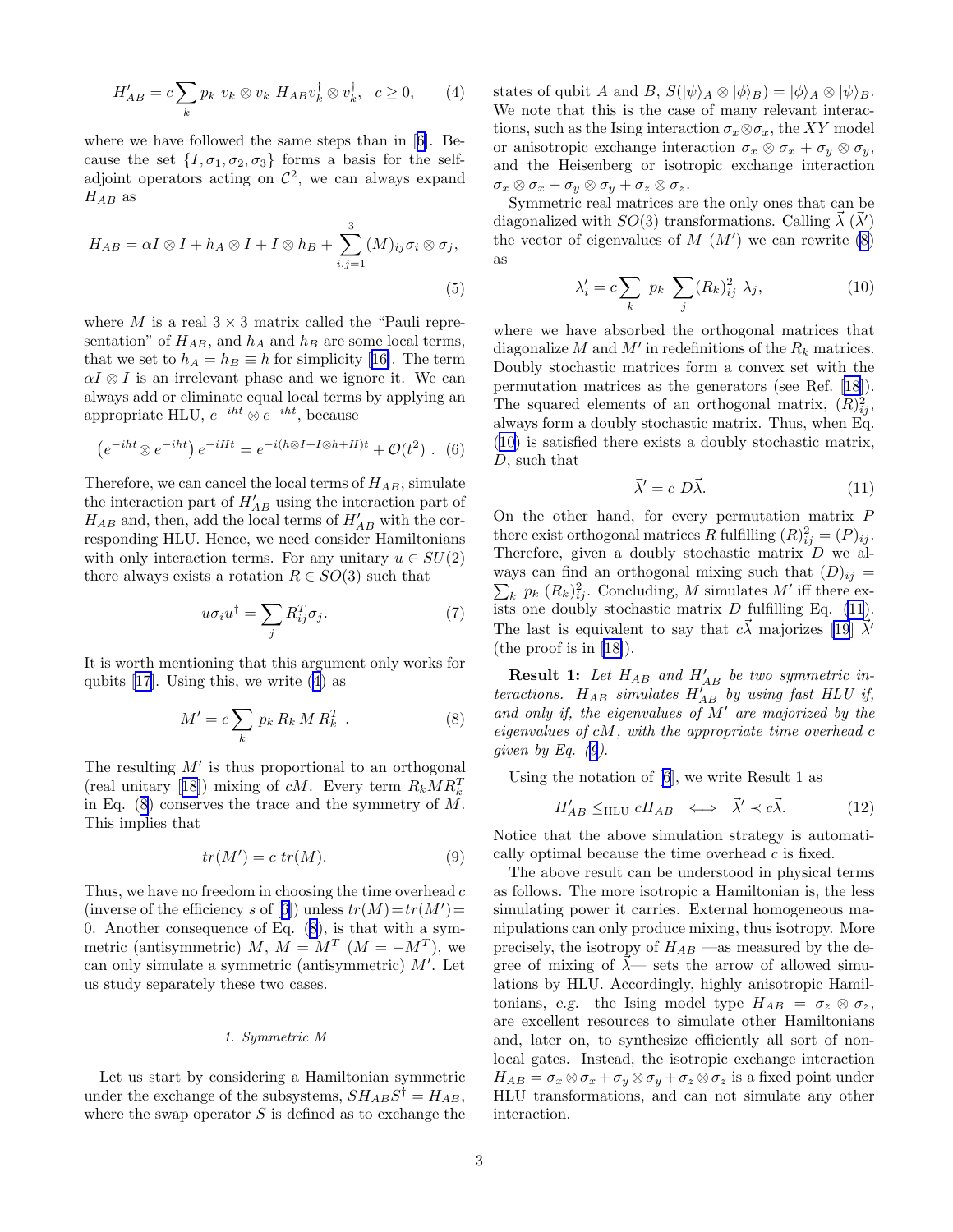$$H'_{AB} = c \sum_k p_k \; v_k \otimes v_k \; H_{AB} v_k^\dagger \otimes v_k^\dagger, \quad c \geq 0, \tag{4}$$

where we have followed the same steps than in [6]. Because the set $\{I, \sigma_1, \sigma_2, \sigma_3\}$ forms a basis for the self-adjoint operators acting on $\mathcal{C}^2$, we can always expand $H_{AB}$ as

$$H_{AB} = \alpha I \otimes I + h_A \otimes I + I \otimes h_B + \sum_{i,j=1}^{3} (M)_{ij} \sigma_i \otimes \sigma_j, \tag{5}$$

where $M$ is a real $3 \times 3$ matrix called the "Pauli representation" of $H_{AB}$, and $h_A$ and $h_B$ are some local terms, that we set to $h_A = h_B \equiv h$ for simplicity [16]. The term $\alpha I \otimes I$ is an irrelevant phase and we ignore it. We can always add or eliminate equal local terms by applying an appropriate HLU, $e^{-iht} \otimes e^{-iht}$, because

$$\left(e^{-iht} \otimes e^{-iht}\right) e^{-iHt} = e^{-i(h \otimes I + I \otimes h + H)t} + \mathcal{O}(t^2) \; . \tag{6}$$

Therefore, we can cancel the local terms of $H_{AB}$, simulate the interaction part of $H'_{AB}$ using the interaction part of $H_{AB}$ and, then, add the local terms of $H'_{AB}$ with the corresponding HLU. Hence, we need consider Hamiltonians with only interaction terms. For any unitary $u \in SU(2)$ there always exists a rotation $R \in SO(3)$ such that

$$u \sigma_i u^\dagger = \sum_j R^T_{ij} \sigma_j. \tag{7}$$

It is worth mentioning that this argument only works for qubits [17]. Using this, we write (4) as

$$M' = c \sum_k p_k \, R_k \, M \, R_k^T \; . \tag{8}$$

The resulting $M'$ is thus proportional to an orthogonal (real unitary [18]) mixing of $cM$. Every term $R_k M R_k^T$ in Eq. (8) conserves the trace and the symmetry of $M$. This implies that

$$tr(M') = c \; tr(M). \tag{9}$$

Thus, we have no freedom in choosing the time overhead $c$ (inverse of the efficiency $s$ of [6]) unless $tr(M) {=} tr(M') {=} 0$. Another consequence of Eq. (8), is that with a symmetric (antisymmetric) $M$, $M = M^T$ ($M = -M^T$), we can only simulate a symmetric (antisymmetric) $M'$. Let us study separately these two cases.

#### 1. Symmetric M

Let us start by considering a Hamiltonian symmetric under the exchange of the subsystems, $S H_{AB} S^\dagger = H_{AB}$, where the swap operator $S$ is defined as to exchange the states of qubit $A$ and $B$, $S(|\psi\rangle_A \otimes |\phi\rangle_B) = |\phi\rangle_A \otimes |\psi\rangle_B$. We note that this is the case of many relevant interactions, such as the Ising interaction $\sigma_x \otimes \sigma_x$, the $XY$ model or anisotropic exchange interaction $\sigma_x \otimes \sigma_x + \sigma_y \otimes \sigma_y$, and the Heisenberg or isotropic exchange interaction $\sigma_x \otimes \sigma_x + \sigma_y \otimes \sigma_y + \sigma_z \otimes \sigma_z$.

Symmetric real matrices are the only ones that can be diagonalized with $SO(3)$ transformations. Calling $\vec{\lambda}$ ($\vec{\lambda}'$) the vector of eigenvalues of $M$ ($M'$) we can rewrite (8) as

$$\lambda'_i = c \sum_k \; p_k \; \sum_j (R_k)^2_{ij} \; \lambda_j, \tag{10}$$

where we have absorbed the orthogonal matrices that diagonalize $M$ and $M'$ in redefinitions of the $R_k$ matrices. Doubly stochastic matrices form a convex set with the permutation matrices as the generators (see Ref. [18]). The squared elements of an orthogonal matrix, $(R)^2_{ij}$, always form a doubly stochastic matrix. Thus, when Eq. (10) is satisfied there exists a doubly stochastic matrix, $D$, such that

$$\vec{\lambda}' = c \; D \vec{\lambda}. \tag{11}$$

On the other hand, for every permutation matrix $P$ there exist orthogonal matrices $R$ fulfilling $(R)^2_{ij} = (P)_{ij}$. Therefore, given a doubly stochastic matrix $D$ we always can find an orthogonal mixing such that $(D)_{ij} = \sum_k \; p_k \; (R_k)^2_{ij}$. Concluding, $M$ simulates $M'$ iff there exists one doubly stochastic matrix $D$ fulfilling Eq. (11). The last is equivalent to say that $c\vec{\lambda}$ majorizes [19] $\vec{\lambda}'$ (the proof is in [18]).

**Result 1:** *Let $H_{AB}$ and $H'_{AB}$ be two symmetric interactions. $H_{AB}$ simulates $H'_{AB}$ by using fast HLU if, and only if, the eigenvalues of $M'$ are majorized by the eigenvalues of $cM$, with the appropriate time overhead $c$ given by Eq. (9).*

Using the notation of [6], we write Result 1 as

$$H'_{AB} \leq_{\text{HLU}} cH_{AB} \iff \vec{\lambda}' \prec c\vec{\lambda}. \tag{12}$$

Notice that the above simulation strategy is automatically optimal because the time overhead $c$ is fixed.

The above result can be understood in physical terms as follows. The more isotropic a Hamiltonian is, the less simulating power it carries. External homogeneous manipulations can only produce mixing, thus isotropy. More precisely, the isotropy of $H_{AB}$ —as measured by the degree of mixing of $\vec{\lambda}$— sets the arrow of allowed simulations by HLU. Accordingly, highly anisotropic Hamiltonians, *e.g.* the Ising model type $H_{AB} = \sigma_z \otimes \sigma_z$, are excellent resources to simulate other Hamiltonians and, later on, to synthesize efficiently all sort of nonlocal gates. Instead, the isotropic exchange interaction $H_{AB} = \sigma_x \otimes \sigma_x + \sigma_y \otimes \sigma_y + \sigma_z \otimes \sigma_z$ is a fixed point under HLU transformations, and can not simulate any other interaction.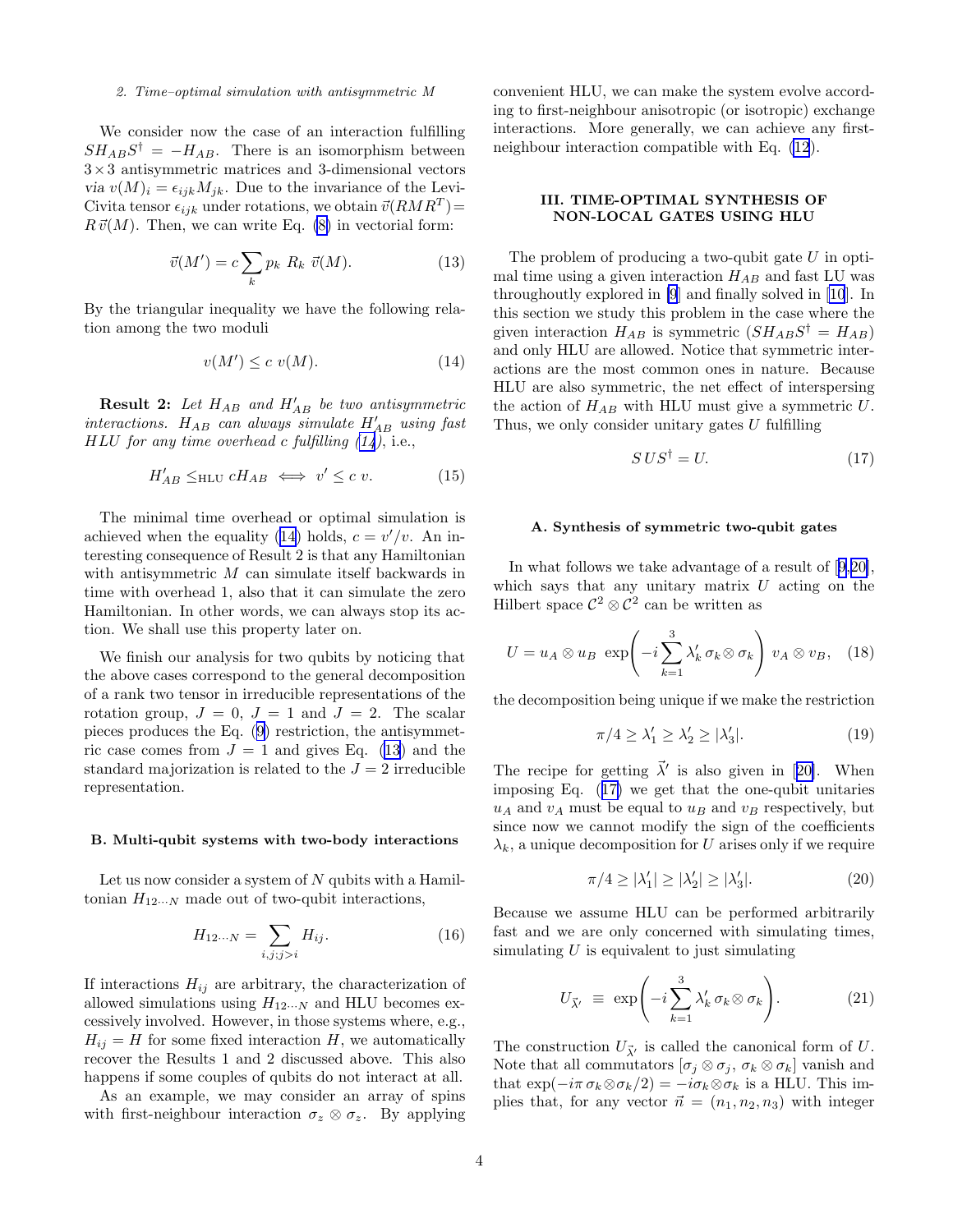*2. Time–optimal simulation with antisymmetric M*

We consider now the case of an interaction fulfilling $SH_{AB}S^\dagger = -H_{AB}$. There is an isomorphism between $3\times 3$ antisymmetric matrices and 3-dimensional vectors via $v(M)_i = \epsilon_{ijk}M_{jk}$. Due to the invariance of the Levi-Civita tensor $\epsilon_{ijk}$ under rotations, we obtain $\vec{v}(RMR^T) = R\,\vec{v}(M)$. Then, we can write Eq. (8) in vectorial form:

$$\vec{v}(M') = c\sum_k p_k\; R_k\; \vec{v}(M). \tag{13}$$

By the triangular inequality we have the following relation among the two moduli

$$v(M') \leq c\; v(M). \tag{14}$$

**Result 2:** *Let $H_{AB}$ and $H'_{AB}$ be two antisymmetric interactions. $H_{AB}$ can always simulate $H'_{AB}$ using fast HLU for any time overhead c fulfilling (14)*, i.e.,

$$H'_{AB} \leq_{\rm HLU} cH_{AB} \iff v' \leq c\; v. \tag{15}$$

The minimal time overhead or optimal simulation is achieved when the equality (14) holds, $c = v'/v$. An interesting consequence of Result 2 is that any Hamiltonian with antisymmetric $M$ can simulate itself backwards in time with overhead 1, also that it can simulate the zero Hamiltonian. In other words, we can always stop its action. We shall use this property later on.

We finish our analysis for two qubits by noticing that the above cases correspond to the general decomposition of a rank two tensor in irreducible representations of the rotation group, $J = 0$, $J = 1$ and $J = 2$. The scalar pieces produces the Eq. (9) restriction, the antisymmetric case comes from $J = 1$ and gives Eq. (13) and the standard majorization is related to the $J = 2$ irreducible representation.

### B. Multi-qubit systems with two-body interactions

Let us now consider a system of $N$ qubits with a Hamiltonian $H_{12\cdots N}$ made out of two-qubit interactions,

$$H_{12\cdots N} = \sum_{i,j;j>i} H_{ij}. \tag{16}$$

If interactions $H_{ij}$ are arbitrary, the characterization of allowed simulations using $H_{12\cdots N}$ and HLU becomes excessively involved. However, in those systems where, e.g., $H_{ij} = H$ for some fixed interaction $H$, we automatically recover the Results 1 and 2 discussed above. This also happens if some couples of qubits do not interact at all.

As an example, we may consider an array of spins with first-neighbour interaction $\sigma_z\otimes\sigma_z$. By applying convenient HLU, we can make the system evolve according to first-neighbour anisotropic (or isotropic) exchange interactions. More generally, we can achieve any first-neighbour interaction compatible with Eq. (12).

## III. TIME-OPTIMAL SYNTHESIS OF NON-LOCAL GATES USING HLU

The problem of producing a two-qubit gate $U$ in optimal time using a given interaction $H_{AB}$ and fast LU was throughoutly explored in [9] and finally solved in [10]. In this section we study this problem in the case where the given interaction $H_{AB}$ is symmetric ($SH_{AB}S^\dagger = H_{AB}$) and only HLU are allowed. Notice that symmetric interactions are the most common ones in nature. Because HLU are also symmetric, the net effect of interspersing the action of $H_{AB}$ with HLU must give a symmetric $U$. Thus, we only consider unitary gates $U$ fulfilling

$$SUS^\dagger = U. \tag{17}$$

### A. Synthesis of symmetric two-qubit gates

In what follows we take advantage of a result of [9,20], which says that any unitary matrix $U$ acting on the Hilbert space $\mathcal{C}^2\otimes\mathcal{C}^2$ can be written as

$$U = u_A\otimes u_B\;\exp\!\left(-i\sum_{k=1}^{3}\lambda'_k\,\sigma_k\otimes\sigma_k\right)\,v_A\otimes v_B, \tag{18}$$

the decomposition being unique if we make the restriction

$$\pi/4 \geq \lambda'_1 \geq \lambda'_2 \geq |\lambda'_3|. \tag{19}$$

The recipe for getting $\vec{\lambda}'$ is also given in [20]. When imposing Eq. (17) we get that the one-qubit unitaries $u_A$ and $v_A$ must be equal to $u_B$ and $v_B$ respectively, but since now we cannot modify the sign of the coefficients $\lambda_k$, a unique decomposition for $U$ arises only if we require

$$\pi/4 \geq |\lambda'_1| \geq |\lambda'_2| \geq |\lambda'_3|. \tag{20}$$

Because we assume HLU can be performed arbitrarily fast and we are only concerned with simulating times, simulating $U$ is equivalent to just simulating

$$U_{\vec{\lambda}'}\;\equiv\;\exp\!\left(-i\sum_{k=1}^{3}\lambda'_k\,\sigma_k\otimes\sigma_k\right). \tag{21}$$

The construction $U_{\vec{\lambda}'}$ is called the canonical form of $U$. Note that all commutators $[\sigma_j\otimes\sigma_j,\,\sigma_k\otimes\sigma_k]$ vanish and that $\exp(-i\pi\,\sigma_k\otimes\sigma_k/2) = -i\sigma_k\otimes\sigma_k$ is a HLU. This implies that, for any vector $\vec{n} = (n_1, n_2, n_3)$ with integer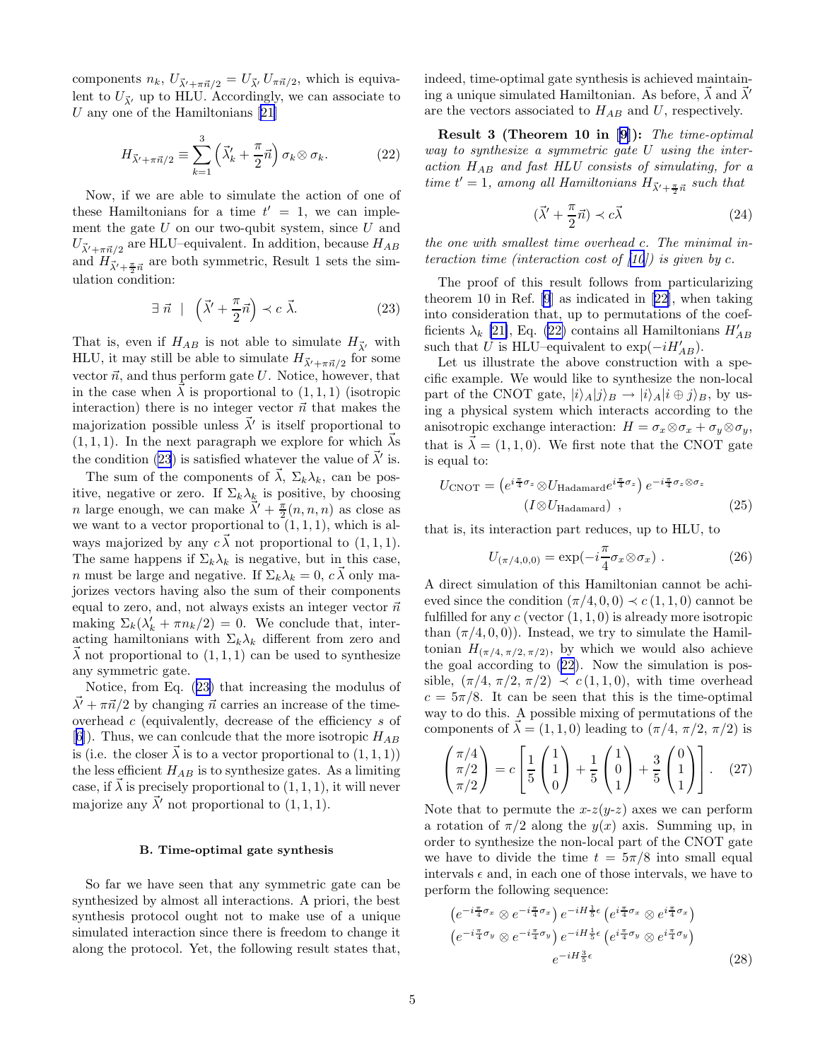components $n_k$, $U_{\vec{\lambda}'+\pi\vec{n}/2} = U_{\vec{\lambda}'}\, U_{\pi\vec{n}/2}$, which is equivalent to $U_{\vec{\lambda}'}$ up to HLU. Accordingly, we can associate to $U$ any one of the Hamiltonians [21]

$$H_{\vec{\lambda}'+\pi\vec{n}/2} \equiv \sum_{k=1}^{3} \left(\vec{\lambda}'_k + \frac{\pi}{2}\vec{n}\right) \sigma_k \otimes \sigma_k. \tag{22}$$

Now, if we are able to simulate the action of one of these Hamiltonians for a time $t' = 1$, we can implement the gate $U$ on our two-qubit system, since $U$ and $U_{\vec{\lambda}'+\pi\vec{n}/2}$ are HLU–equivalent. In addition, because $H_{AB}$ and $H_{\vec{\lambda}'+\frac{\pi}{2}\vec{n}}$ are both symmetric, Result 1 sets the simulation condition:

$$\exists\ \vec{n}\ \ |\ \ \left(\vec{\lambda}' + \frac{\pi}{2}\vec{n}\right) \prec c\ \vec{\lambda}. \tag{23}$$

That is, even if $H_{AB}$ is not able to simulate $H_{\vec{\lambda}'}$ with HLU, it may still be able to simulate $H_{\vec{\lambda}'+\pi\vec{n}/2}$ for some vector $\vec{n}$, and thus perform gate $U$. Notice, however, that in the case when $\vec{\lambda}$ is proportional to $(1,1,1)$ (isotropic interaction) there is no integer vector $\vec{n}$ that makes the majorization possible unless $\vec{\lambda}'$ is itself proportional to $(1,1,1)$. In the next paragraph we explore for which $\vec{\lambda}$s the condition (23) is satisfied whatever the value of $\vec{\lambda}'$ is.

The sum of the components of $\vec{\lambda}$, $\Sigma_k \lambda_k$, can be positive, negative or zero. If $\Sigma_k \lambda_k$ is positive, by choosing $n$ large enough, we can make $\vec{\lambda}' + \frac{\pi}{2}(n,n,n)$ as close as we want to a vector proportional to $(1,1,1)$, which is always majorized by any $c\,\vec{\lambda}$ not proportional to $(1,1,1)$. The same happens if $\Sigma_k \lambda_k$ is negative, but in this case, $n$ must be large and negative. If $\Sigma_k \lambda_k = 0$, $c\,\vec{\lambda}$ only majorizes vectors having also the sum of their components equal to zero, and, not always exists an integer vector $\vec{n}$ making $\Sigma_k(\lambda'_k + \pi n_k/2) = 0$. We conclude that, interacting hamiltonians with $\Sigma_k \lambda_k$ different from zero and $\vec{\lambda}$ not proportional to $(1,1,1)$ can be used to synthesize any symmetric gate.

Notice, from Eq. (23) that increasing the modulus of $\vec{\lambda}' + \pi\vec{n}/2$ by changing $\vec{n}$ carries an increase of the time-overhead $c$ (equivalently, decrease of the efficiency $s$ of [6]). Thus, we can conlcude that the more isotropic $H_{AB}$ is (i.e. the closer $\vec{\lambda}$ is to a vector proportional to $(1,1,1)$) the less efficient $H_{AB}$ is to synthesize gates. As a limiting case, if $\vec{\lambda}$ is precisely proportional to $(1,1,1)$, it will never majorize any $\vec{\lambda}'$ not proportional to $(1,1,1)$.

### B. Time-optimal gate synthesis

So far we have seen that any symmetric gate can be synthesized by almost all interactions. A priori, the best synthesis protocol ought not to make use of a unique simulated interaction since there is freedom to change it along the protocol. Yet, the following result states that, indeed, time-optimal gate synthesis is achieved maintaining a unique simulated Hamiltonian. As before, $\vec{\lambda}$ and $\vec{\lambda}'$ are the vectors associated to $H_{AB}$ and $U$, respectively.

**Result 3 (Theorem 10 in [9]):** *The time-optimal way to synthesize a symmetric gate $U$ using the interaction $H_{AB}$ and fast HLU consists of simulating, for a time $t' = 1$, among all Hamiltonians $H_{\vec{\lambda}'+\frac{\pi}{2}\vec{n}}$ such that*

$$(\vec{\lambda}' + \frac{\pi}{2}\vec{n}) \prec c\vec{\lambda} \tag{24}$$

*the one with smallest time overhead $c$. The minimal interaction time (interaction cost of [10]) is given by $c$.*

The proof of this result follows from particularizing theorem 10 in Ref. [9] as indicated in [22], when taking into consideration that, up to permutations of the coefficients $\lambda_k$ [21], Eq. (22) contains all Hamiltonians $H'_{AB}$ such that $U$ is HLU–equivalent to $\exp(-iH'_{AB})$.

Let us illustrate the above construction with a specific example. We would like to synthesize the non-local part of the CNOT gate, $|i\rangle_A|j\rangle_B \rightarrow |i\rangle_A|i \oplus j\rangle_B$, by using a physical system which interacts according to the anisotropic exchange interaction: $H = \sigma_x \otimes \sigma_x + \sigma_y \otimes \sigma_y$, that is $\vec{\lambda} = (1,1,0)$. We first note that the CNOT gate is equal to:

$$U_{\text{CNOT}} = \left(e^{i\frac{\pi}{4}\sigma_z} \otimes U_{\text{Hadamard}} e^{i\frac{\pi}{4}\sigma_z}\right) e^{-i\frac{\pi}{4}\sigma_z \otimes \sigma_z} \\ (I \otimes U_{\text{Hadamard}})\ , \tag{25}$$

that is, its interaction part reduces, up to HLU, to

$$U_{(\pi/4,0,0)} = \exp(-i\frac{\pi}{4}\sigma_x \otimes \sigma_x)\ . \tag{26}$$

A direct simulation of this Hamiltonian cannot be achieved since the condition $(\pi/4,0,0) \prec c\,(1,1,0)$ cannot be fulfilled for any $c$ (vector $(1,1,0)$ is already more isotropic than $(\pi/4,0,0)$). Instead, we try to simulate the Hamiltonian $H_{(\pi/4,\,\pi/2,\,\pi/2)}$, by which we would also achieve the goal according to (22). Now the simulation is possible, $(\pi/4,\,\pi/2,\,\pi/2) \prec c\,(1,1,0)$, with time overhead $c = 5\pi/8$. It can be seen that this is the time-optimal way to do this. A possible mixing of permutations of the components of $\vec{\lambda} = (1,1,0)$ leading to $(\pi/4,\,\pi/2,\,\pi/2)$ is

$$\begin{pmatrix} \pi/4 \\ \pi/2 \\ \pi/2 \end{pmatrix} = c\left[\frac{1}{5}\begin{pmatrix} 1 \\ 1 \\ 0 \end{pmatrix} + \frac{1}{5}\begin{pmatrix} 1 \\ 0 \\ 1 \end{pmatrix} + \frac{3}{5}\begin{pmatrix} 0 \\ 1 \\ 1 \end{pmatrix}\right]. \tag{27}$$

Note that to permute the $x$-$z$($y$-$z$) axes we can perform a rotation of $\pi/2$ along the $y$($x$) axis. Summing up, in order to synthesize the non-local part of the CNOT gate we have to divide the time $t = 5\pi/8$ into small equal intervals $\epsilon$ and, in each one of those intervals, we have to perform the following sequence:

$$\left(e^{-i\frac{\pi}{4}\sigma_x} \otimes e^{-i\frac{\pi}{4}\sigma_x}\right) e^{-iH\frac{1}{5}\epsilon} \left(e^{i\frac{\pi}{4}\sigma_x} \otimes e^{i\frac{\pi}{4}\sigma_x}\right) \\ \left(e^{-i\frac{\pi}{4}\sigma_y} \otimes e^{-i\frac{\pi}{4}\sigma_y}\right) e^{-iH\frac{1}{5}\epsilon} \left(e^{i\frac{\pi}{4}\sigma_y} \otimes e^{i\frac{\pi}{4}\sigma_y}\right) \\ e^{-iH\frac{3}{5}\epsilon} \tag{28}$$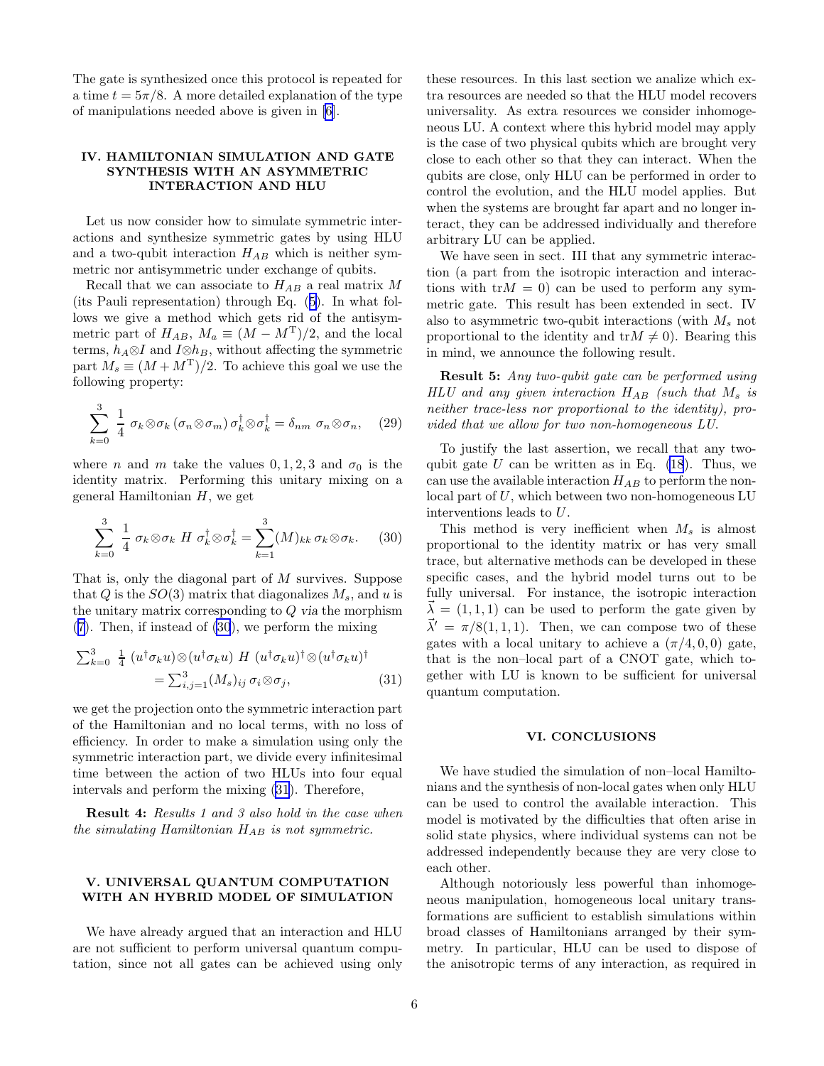The gate is synthesized once this protocol is repeated for a time $t = 5\pi/8$. A more detailed explanation of the type of manipulations needed above is given in [6].

## IV. HAMILTONIAN SIMULATION AND GATE SYNTHESIS WITH AN ASYMMETRIC INTERACTION AND HLU

Let us now consider how to simulate symmetric interactions and synthesize symmetric gates by using HLU and a two-qubit interaction $H_{AB}$ which is neither symmetric nor antisymmetric under exchange of qubits.

Recall that we can associate to $H_{AB}$ a real matrix $M$ (its Pauli representation) through Eq. (5). In what follows we give a method which gets rid of the antisymmetric part of $H_{AB}$, $M_a \equiv (M - M^{\mathrm{T}})/2$, and the local terms, $h_A \otimes I$ and $I \otimes h_B$, without affecting the symmetric part $M_s \equiv (M + M^{\mathrm{T}})/2$. To achieve this goal we use the following property:

$$\sum_{k=0}^{3} \frac{1}{4}\ \sigma_k \otimes \sigma_k \left(\sigma_n \otimes \sigma_m\right) \sigma_k^\dagger \otimes \sigma_k^\dagger = \delta_{nm}\ \sigma_n \otimes \sigma_n, \quad (29)$$

where $n$ and $m$ take the values $0,1,2,3$ and $\sigma_0$ is the identity matrix. Performing this unitary mixing on a general Hamiltonian $H$, we get

$$\sum_{k=0}^{3} \frac{1}{4}\ \sigma_k \otimes \sigma_k\ H\ \sigma_k^\dagger \otimes \sigma_k^\dagger = \sum_{k=1}^{3} (M)_{kk}\ \sigma_k \otimes \sigma_k. \quad (30)$$

That is, only the diagonal part of $M$ survives. Suppose that $Q$ is the $SO(3)$ matrix that diagonalizes $M_s$, and $u$ is the unitary matrix corresponding to $Q$ *via* the morphism (7). Then, if instead of (30), we perform the mixing

$$\begin{aligned}\textstyle\sum_{k=0}^{3}\ \frac{1}{4}\ (u^\dagger \sigma_k u) \otimes (u^\dagger \sigma_k u)\ H\ (u^\dagger \sigma_k u)^\dagger \otimes (u^\dagger \sigma_k u)^\dagger \\ = \textstyle\sum_{i,j=1}^{3} (M_s)_{ij}\ \sigma_i \otimes \sigma_j, \end{aligned} \quad (31)$$

we get the projection onto the symmetric interaction part of the Hamiltonian and no local terms, with no loss of efficiency. In order to make a simulation using only the symmetric interaction part, we divide every infinitesimal time between the action of two HLUs into four equal intervals and perform the mixing (31). Therefore,

**Result 4:** *Results 1 and 3 also hold in the case when the simulating Hamiltonian $H_{AB}$ is not symmetric.*

## V. UNIVERSAL QUANTUM COMPUTATION WITH AN HYBRID MODEL OF SIMULATION

We have already argued that an interaction and HLU are not sufficient to perform universal quantum computation, since not all gates can be achieved using only these resources. In this last section we analize which extra resources are needed so that the HLU model recovers universality. As extra resources we consider inhomogeneous LU. A context where this hybrid model may apply is the case of two physical qubits which are brought very close to each other so that they can interact. When the qubits are close, only HLU can be performed in order to control the evolution, and the HLU model applies. But when the systems are brought far apart and no longer interact, they can be addressed individually and therefore arbitrary LU can be applied.

We have seen in sect. III that any symmetric interaction (a part from the isotropic interaction and interactions with $\mathrm{tr}M = 0$) can be used to perform any symmetric gate. This result has been extended in sect. IV also to asymmetric two-qubit interactions (with $M_s$ not proportional to the identity and $\mathrm{tr}M \neq 0$). Bearing this in mind, we announce the following result.

**Result 5:** *Any two-qubit gate can be performed using HLU and any given interaction $H_{AB}$ (such that $M_s$ is neither trace-less nor proportional to the identity), provided that we allow for two non-homogeneous LU.*

To justify the last assertion, we recall that any two-qubit gate $U$ can be written as in Eq. (18). Thus, we can use the available interaction $H_{AB}$ to perform the non-local part of $U$, which between two non-homogeneous LU interventions leads to $U$.

This method is very inefficient when $M_s$ is almost proportional to the identity matrix or has very small trace, but alternative methods can be developed in these specific cases, and the hybrid model turns out to be fully universal. For instance, the isotropic interaction $\vec{\lambda} = (1,1,1)$ can be used to perform the gate given by $\vec{\lambda}' = \pi/8(1,1,1)$. Then, we can compose two of these gates with a local unitary to achieve a $(\pi/4,0,0)$ gate, that is the non–local part of a CNOT gate, which together with LU is known to be sufficient for universal quantum computation.

## VI. CONCLUSIONS

We have studied the simulation of non–local Hamiltonians and the synthesis of non-local gates when only HLU can be used to control the available interaction. This model is motivated by the difficulties that often arise in solid state physics, where individual systems can not be addressed independently because they are very close to each other.

Although notoriously less powerful than inhomogeneous manipulation, homogeneous local unitary transformations are sufficient to establish simulations within broad classes of Hamiltonians arranged by their symmetry. In particular, HLU can be used to dispose of the anisotropic terms of any interaction, as required in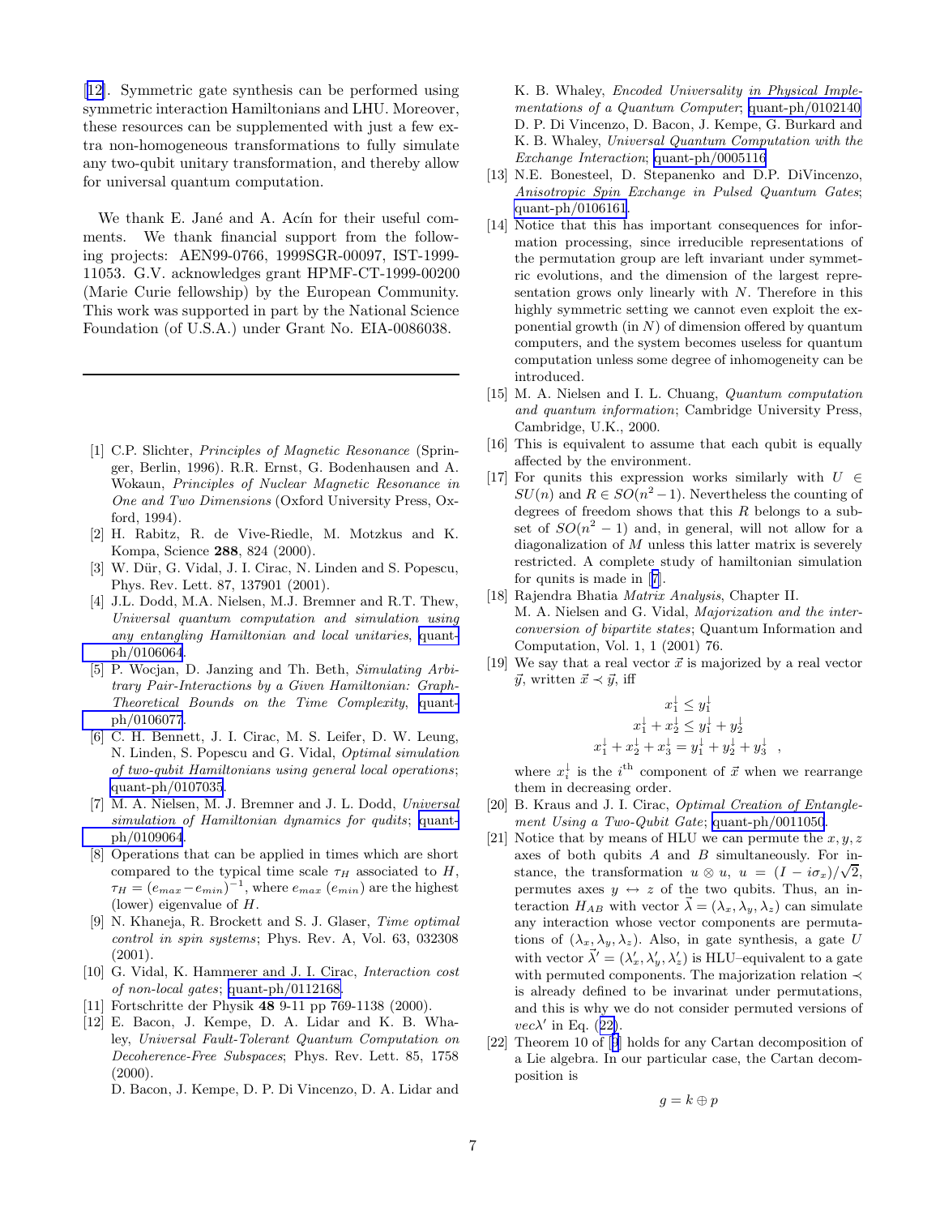[12]. Symmetric gate synthesis can be performed using symmetric interaction Hamiltonians and LHU. Moreover, these resources can be supplemented with just a few extra non-homogeneous transformations to fully simulate any two-qubit unitary transformation, and thereby allow for universal quantum computation.

We thank E. Jané and A. Acín for their useful comments. We thank financial support from the following projects: AEN99-0766, 1999SGR-00097, IST-1999-11053. G.V. acknowledges grant HPMF-CT-1999-00200 (Marie Curie fellowship) by the European Community. This work was supported in part by the National Science Foundation (of U.S.A.) under Grant No. EIA-0086038.

---

[1] C.P. Slichter, *Principles of Magnetic Resonance* (Springer, Berlin, 1996). R.R. Ernst, G. Bodenhausen and A. Wokaun, *Principles of Nuclear Magnetic Resonance in One and Two Dimensions* (Oxford University Press, Oxford, 1994).

[2] H. Rabitz, R. de Vive-Riedle, M. Motzkus and K. Kompa, Science **288**, 824 (2000).

[3] W. Dür, G. Vidal, J. I. Cirac, N. Linden and S. Popescu, Phys. Rev. Lett. 87, 137901 (2001).

[4] J.L. Dodd, M.A. Nielsen, M.J. Bremner and R.T. Thew, *Universal quantum computation and simulation using any entangling Hamiltonian and local unitaries*, quant-ph/0106064.

[5] P. Wocjan, D. Janzing and Th. Beth, *Simulating Arbitrary Pair-Interactions by a Given Hamiltonian: Graph-Theoretical Bounds on the Time Complexity*, quant-ph/0106077.

[6] C. H. Bennett, J. I. Cirac, M. S. Leifer, D. W. Leung, N. Linden, S. Popescu and G. Vidal, *Optimal simulation of two-qubit Hamiltonians using general local operations*; quant-ph/0107035.

[7] M. A. Nielsen, M. J. Bremner and J. L. Dodd, *Universal simulation of Hamiltonian dynamics for qudits*; quant-ph/0109064.

[8] Operations that can be applied in times which are short compared to the typical time scale $\tau_H$ associated to $H$, $\tau_H = (e_{max} - e_{min})^{-1}$, where $e_{max}$ ($e_{min}$) are the highest (lower) eigenvalue of $H$.

[9] N. Khaneja, R. Brockett and S. J. Glaser, *Time optimal control in spin systems*; Phys. Rev. A, Vol. 63, 032308 (2001).

[10] G. Vidal, K. Hammerer and J. I. Cirac, *Interaction cost of non-local gates*; quant-ph/0112168.

[11] Fortschritte der Physik **48** 9-11 pp 769-1138 (2000).

[12] E. Bacon, J. Kempe, D. A. Lidar and K. B. Whaley, *Universal Fault-Tolerant Quantum Computation on Decoherence-Free Subspaces*; Phys. Rev. Lett. 85, 1758 (2000).
D. Bacon, J. Kempe, D. P. Di Vincenzo, D. A. Lidar and K. B. Whaley, *Encoded Universality in Physical Implementations of a Quantum Computer*; quant-ph/0102140
D. P. Di Vincenzo, D. Bacon, J. Kempe, G. Burkard and K. B. Whaley, *Universal Quantum Computation with the Exchange Interaction*; quant-ph/0005116

[13] N.E. Bonesteel, D. Stepanenko and D.P. DiVincenzo, *Anisotropic Spin Exchange in Pulsed Quantum Gates*; quant-ph/0106161.

[14] Notice that this has important consequences for information processing, since irreducible representations of the permutation group are left invariant under symmetric evolutions, and the dimension of the largest representation grows only linearly with $N$. Therefore in this highly symmetric setting we cannot even exploit the exponential growth (in $N$) of dimension offered by quantum computers, and the system becomes useless for quantum computation unless some degree of inhomogeneity can be introduced.

[15] M. A. Nielsen and I. L. Chuang, *Quantum computation and quantum information*; Cambridge University Press, Cambridge, U.K., 2000.

[16] This is equivalent to assume that each qubit is equally affected by the environment.

[17] For qunits this expression works similarly with $U \in SU(n)$ and $R \in SO(n^2-1)$. Nevertheless the counting of degrees of freedom shows that this $R$ belongs to a subset of $SO(n^2-1)$ and, in general, will not allow for a diagonalization of $M$ unless this latter matrix is severely restricted. A complete study of hamiltonian simulation for qunits is made in [7].

[18] Rajendra Bhatia *Matrix Analysis*, Chapter II.
M. A. Nielsen and G. Vidal, *Majorization and the interconversion of bipartite states*; Quantum Information and Computation, Vol. 1, 1 (2001) 76.

[19] We say that a real vector $\vec{x}$ is majorized by a real vector $\vec{y}$, written $\vec{x} \prec \vec{y}$, iff

$$
\begin{aligned}
x_1^{\downarrow} &\leq y_1^{\downarrow} \\
x_1^{\downarrow} + x_2^{\downarrow} &\leq y_1^{\downarrow} + y_2^{\downarrow} \\
x_1^{\downarrow} + x_2^{\downarrow} + x_3^{\downarrow} &= y_1^{\downarrow} + y_2^{\downarrow} + y_3^{\downarrow} \quad ,
\end{aligned}
$$

where $x_i^{\downarrow}$ is the $i^{\text{th}}$ component of $\vec{x}$ when we rearrange them in decreasing order.

[20] B. Kraus and J. I. Cirac, *Optimal Creation of Entanglement Using a Two-Qubit Gate*; quant-ph/0011050.

[21] Notice that by means of HLU we can permute the $x, y, z$ axes of both qubits $A$ and $B$ simultaneously. For instance, the transformation $u \otimes u$, $u = (I - i\sigma_x)/\sqrt{2}$, permutes axes $y \leftrightarrow z$ of the two qubits. Thus, an interaction $H_{AB}$ with vector $\vec{\lambda} = (\lambda_x, \lambda_y, \lambda_z)$ can simulate any interaction whose vector components are permutations of $(\lambda_x, \lambda_y, \lambda_z)$. Also, in gate synthesis, a gate $U$ with vector $\vec{\lambda}' = (\lambda'_x, \lambda'_y, \lambda'_z)$ is HLU–equivalent to a gate with permuted components. The majorization relation $\prec$ is already defined to be invarinat under permutations, and this is why we do not consider permuted versions of $vec\lambda'$ in Eq. (22).

[22] Theorem 10 of [9] holds for any Cartan decomposition of a Lie algebra. In our particular case, the Cartan decomposition is

$$g = k \oplus p$$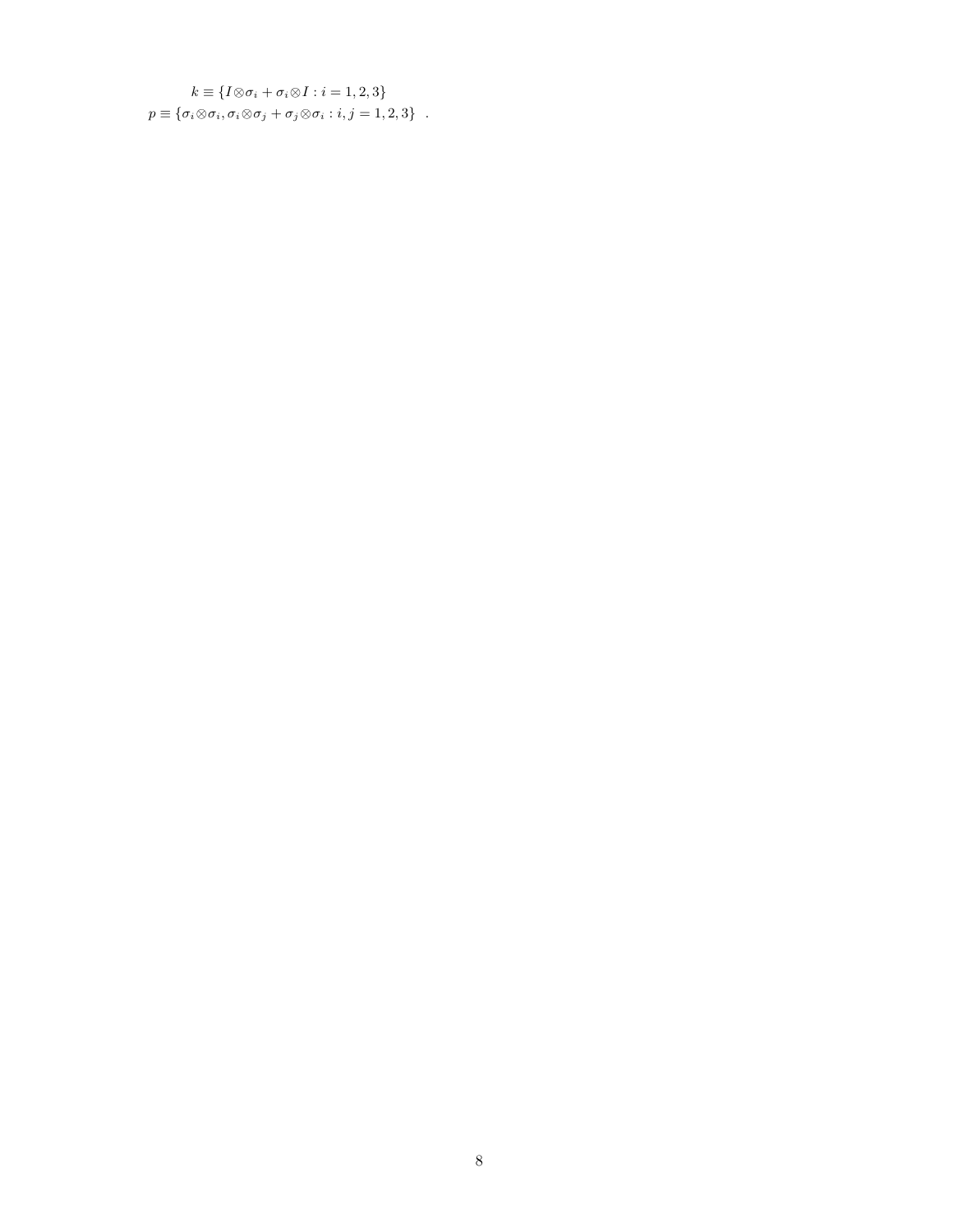$$
\begin{aligned}
k &\equiv \{I \otimes \sigma_i + \sigma_i \otimes I : i = 1,2,3\} \\
p &\equiv \{\sigma_i \otimes \sigma_i, \sigma_i \otimes \sigma_j + \sigma_j \otimes \sigma_i : i,j = 1,2,3\} \quad .
\end{aligned}
$$